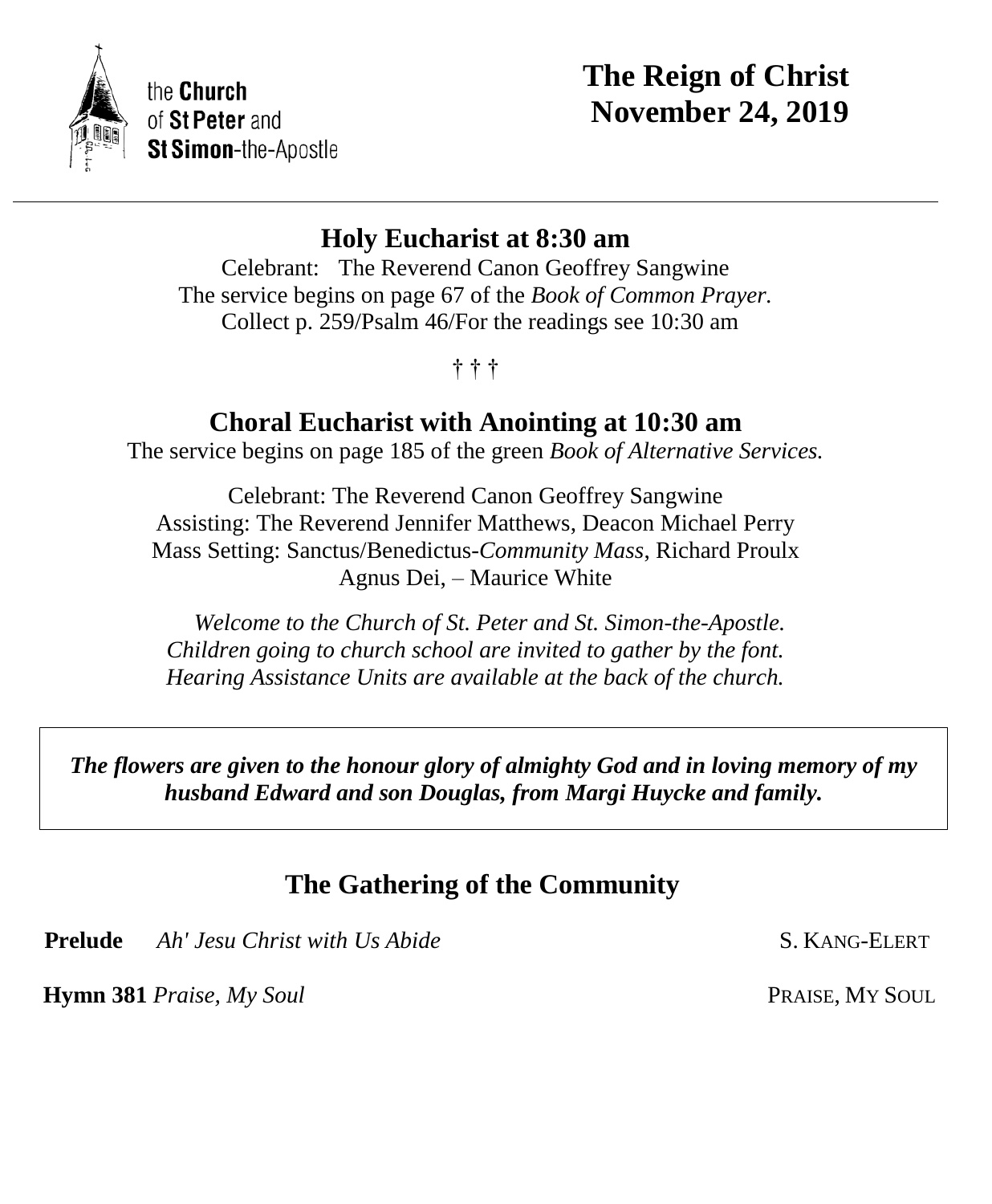the **Church** of **St Peter** and **St Simon**-the-Apostle

# The Reign of Christ
# November 24, 2019

---

## Holy Eucharist at 8:30 am

Celebrant: The Reverend Canon Geoffrey Sangwine
The service begins on page 67 of the *Book of Common Prayer.*
Collect p. 259/Psalm 46/For the readings see 10:30 am

† † †

## Choral Eucharist with Anointing at 10:30 am

The service begins on page 185 of the green *Book of Alternative Services.*

Celebrant: The Reverend Canon Geoffrey Sangwine
Assisting: The Reverend Jennifer Matthews, Deacon Michael Perry
Mass Setting: Sanctus/Benedictus-*Community Mass*, Richard Proulx
Agnus Dei, – Maurice White

*Welcome to the Church of St. Peter and St. Simon-the-Apostle.*
*Children going to church school are invited to gather by the font.*
*Hearing Assistance Units are available at the back of the church.*

***The flowers are given to the honour glory of almighty God and in loving memory of my husband Edward and son Douglas, from Margi Huycke and family.***

## The Gathering of the Community

**Prelude** *Ah' Jesu Christ with Us Abide* S. KANG-ELERT

**Hymn 381** *Praise, My Soul* PRAISE, MY SOUL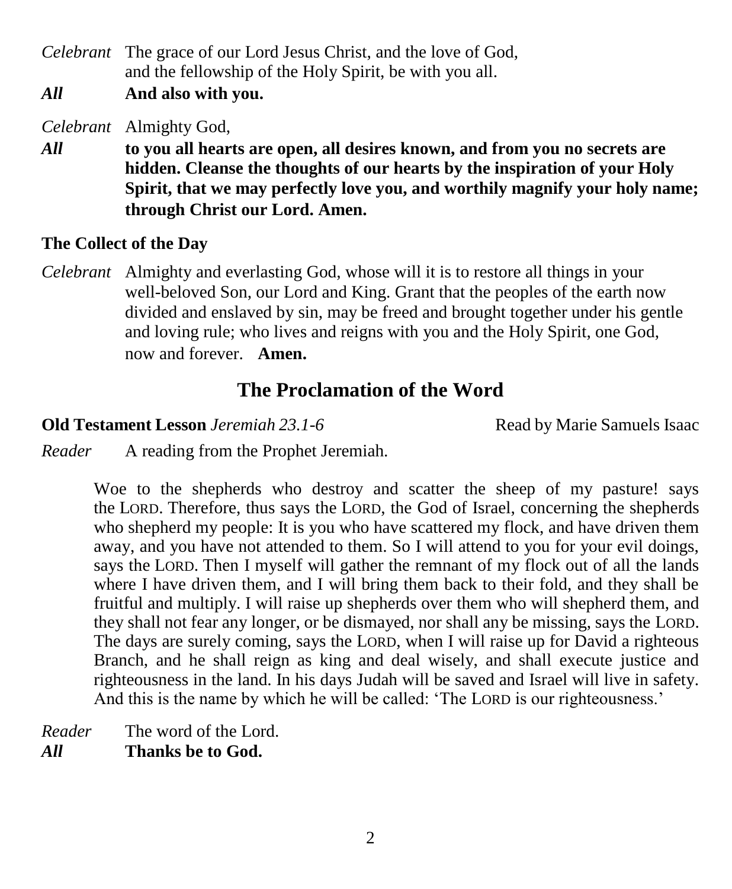*Celebrant* The grace of our Lord Jesus Christ, and the love of God, and the fellowship of the Holy Spirit, be with you all.

***All*** **And also with you.**

*Celebrant* Almighty God,

***All*** **to you all hearts are open, all desires known, and from you no secrets are hidden. Cleanse the thoughts of our hearts by the inspiration of your Holy Spirit, that we may perfectly love you, and worthily magnify your holy name; through Christ our Lord. Amen.**

**The Collect of the Day**

*Celebrant* Almighty and everlasting God, whose will it is to restore all things in your well-beloved Son, our Lord and King. Grant that the peoples of the earth now divided and enslaved by sin, may be freed and brought together under his gentle and loving rule; who lives and reigns with you and the Holy Spirit, one God, now and forever. **Amen.**

## The Proclamation of the Word

**Old Testament Lesson** *Jeremiah 23.1-6* Read by Marie Samuels Isaac

*Reader* A reading from the Prophet Jeremiah.

Woe to the shepherds who destroy and scatter the sheep of my pasture! says the LORD. Therefore, thus says the LORD, the God of Israel, concerning the shepherds who shepherd my people: It is you who have scattered my flock, and have driven them away, and you have not attended to them. So I will attend to you for your evil doings, says the LORD. Then I myself will gather the remnant of my flock out of all the lands where I have driven them, and I will bring them back to their fold, and they shall be fruitful and multiply. I will raise up shepherds over them who will shepherd them, and they shall not fear any longer, or be dismayed, nor shall any be missing, says the LORD. The days are surely coming, says the LORD, when I will raise up for David a righteous Branch, and he shall reign as king and deal wisely, and shall execute justice and righteousness in the land. In his days Judah will be saved and Israel will live in safety. And this is the name by which he will be called: 'The LORD is our righteousness.'

*Reader* The word of the Lord.

***All*** **Thanks be to God.**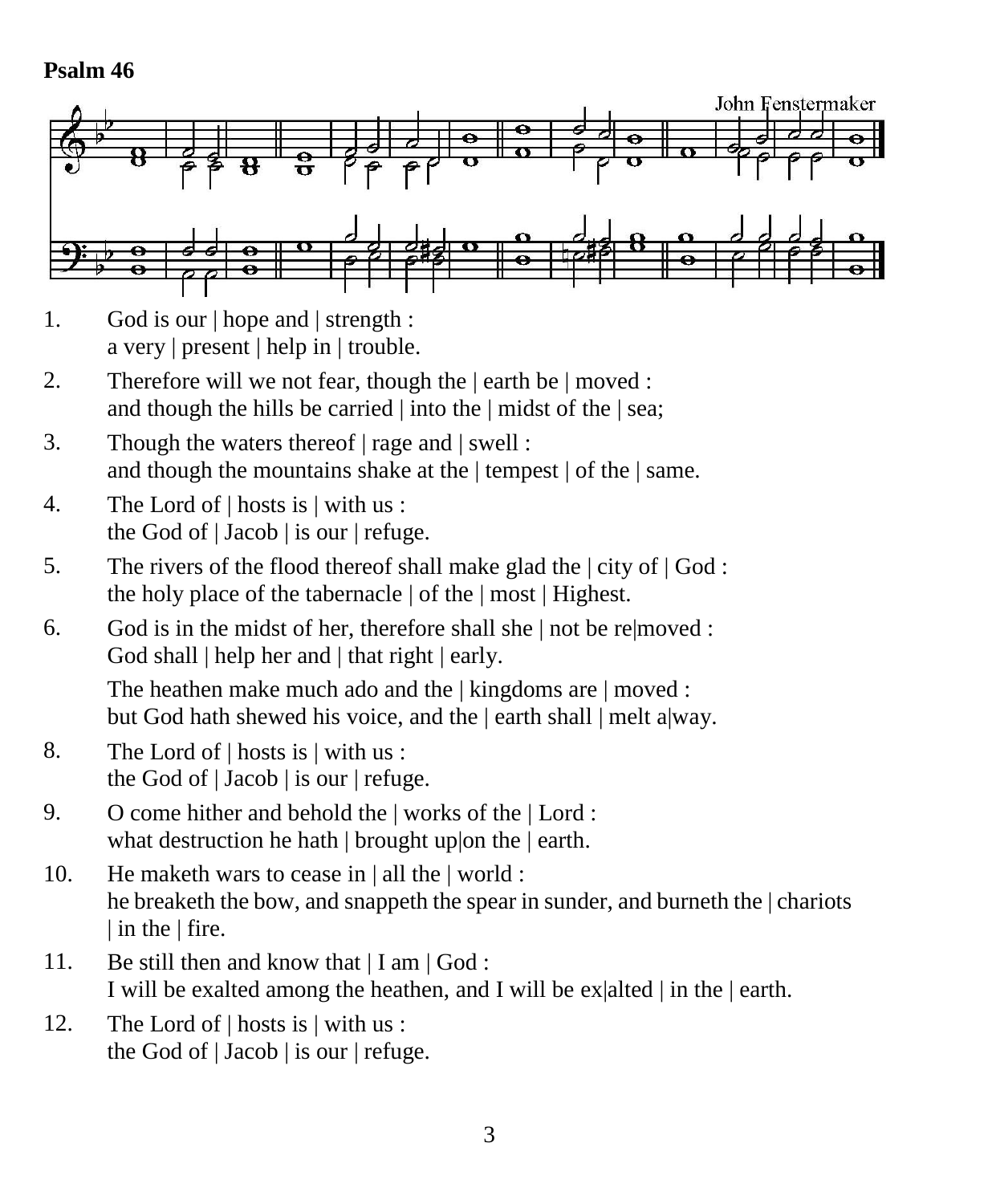**Psalm 46**

John Fenstermaker

1. God is our | hope and | strength :
   a very | present | help in | trouble.
2. Therefore will we not fear, though the | earth be | moved :
   and though the hills be carried | into the | midst of the | sea;
3. Though the waters thereof | rage and | swell :
   and though the mountains shake at the | tempest | of the | same.
4. The Lord of | hosts is | with us :
   the God of | Jacob | is our | refuge.
5. The rivers of the flood thereof shall make glad the | city of | God :
   the holy place of the tabernacle | of the | most | Highest.
6. God is in the midst of her, therefore shall she | not be re|moved :
   God shall | help her and | that right | early.

   The heathen make much ado and the | kingdoms are | moved :
   but God hath shewed his voice, and the | earth shall | melt a|way.
8. The Lord of | hosts is | with us :
   the God of | Jacob | is our | refuge.
9. O come hither and behold the | works of the | Lord :
   what destruction he hath | brought up|on the | earth.
10. He maketh wars to cease in | all the | world :
    he breaketh the bow, and snappeth the spear in sunder, and burneth the | chariots | in the | fire.
11. Be still then and know that | I am | God :
    I will be exalted among the heathen, and I will be ex|alted | in the | earth.
12. The Lord of | hosts is | with us :
    the God of | Jacob | is our | refuge.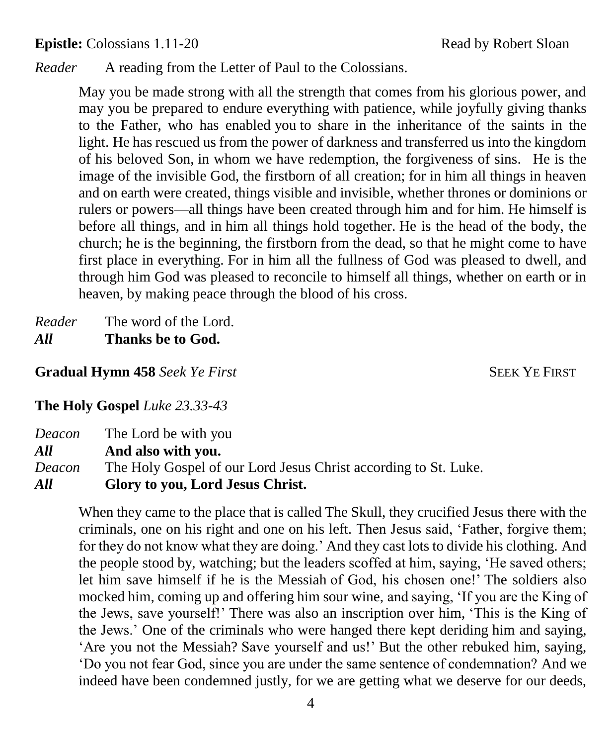**Epistle:** Colossians 1.11-20 Read by Robert Sloan

*Reader* A reading from the Letter of Paul to the Colossians.

May you be made strong with all the strength that comes from his glorious power, and may you be prepared to endure everything with patience, while joyfully giving thanks to the Father, who has enabled you to share in the inheritance of the saints in the light. He has rescued us from the power of darkness and transferred us into the kingdom of his beloved Son, in whom we have redemption, the forgiveness of sins. He is the image of the invisible God, the firstborn of all creation; for in him all things in heaven and on earth were created, things visible and invisible, whether thrones or dominions or rulers or powers—all things have been created through him and for him. He himself is before all things, and in him all things hold together. He is the head of the body, the church; he is the beginning, the firstborn from the dead, so that he might come to have first place in everything. For in him all the fullness of God was pleased to dwell, and through him God was pleased to reconcile to himself all things, whether on earth or in heaven, by making peace through the blood of his cross.

*Reader* The word of the Lord.
***All*** **Thanks be to God.**

**Gradual Hymn 458** *Seek Ye First* SEEK YE FIRST

**The Holy Gospel** *Luke 23.33-43*

*Deacon* The Lord be with you
***All*** **And also with you.**
*Deacon* The Holy Gospel of our Lord Jesus Christ according to St. Luke.
***All*** **Glory to you, Lord Jesus Christ.**

When they came to the place that is called The Skull, they crucified Jesus there with the criminals, one on his right and one on his left. Then Jesus said, 'Father, forgive them; for they do not know what they are doing.' And they cast lots to divide his clothing. And the people stood by, watching; but the leaders scoffed at him, saying, 'He saved others; let him save himself if he is the Messiah of God, his chosen one!' The soldiers also mocked him, coming up and offering him sour wine, and saying, 'If you are the King of the Jews, save yourself!' There was also an inscription over him, 'This is the King of the Jews.' One of the criminals who were hanged there kept deriding him and saying, 'Are you not the Messiah? Save yourself and us!' But the other rebuked him, saying, 'Do you not fear God, since you are under the same sentence of condemnation? And we indeed have been condemned justly, for we are getting what we deserve for our deeds,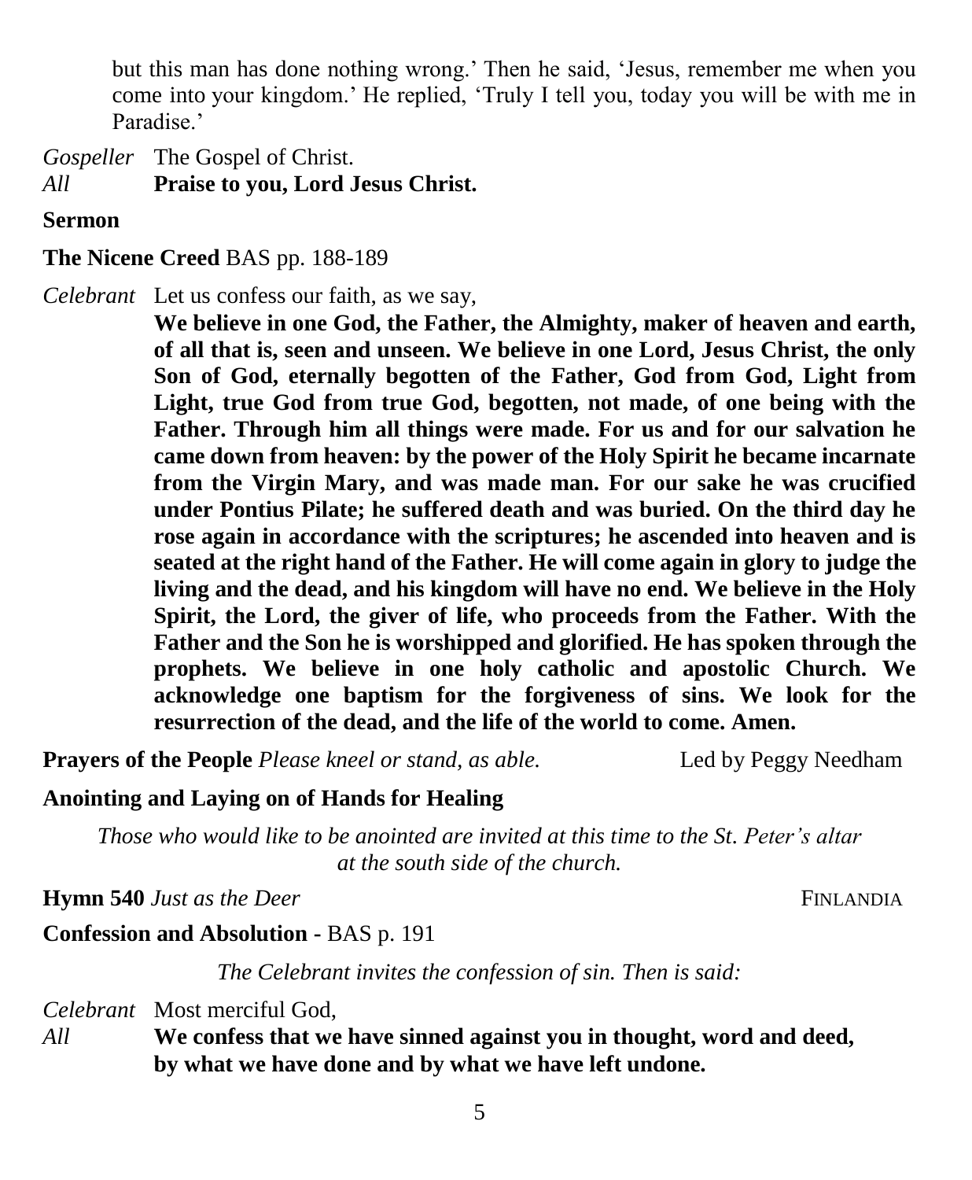but this man has done nothing wrong.' Then he said, 'Jesus, remember me when you come into your kingdom.' He replied, 'Truly I tell you, today you will be with me in Paradise.'

*Gospeller* The Gospel of Christ.
*All* **Praise to you, Lord Jesus Christ.**

**Sermon**

**The Nicene Creed** BAS pp. 188-189

*Celebrant* Let us confess our faith, as we say,

**We believe in one God, the Father, the Almighty, maker of heaven and earth, of all that is, seen and unseen. We believe in one Lord, Jesus Christ, the only Son of God, eternally begotten of the Father, God from God, Light from Light, true God from true God, begotten, not made, of one being with the Father. Through him all things were made. For us and for our salvation he came down from heaven: by the power of the Holy Spirit he became incarnate from the Virgin Mary, and was made man. For our sake he was crucified under Pontius Pilate; he suffered death and was buried. On the third day he rose again in accordance with the scriptures; he ascended into heaven and is seated at the right hand of the Father. He will come again in glory to judge the living and the dead, and his kingdom will have no end. We believe in the Holy Spirit, the Lord, the giver of life, who proceeds from the Father. With the Father and the Son he is worshipped and glorified. He has spoken through the prophets. We believe in one holy catholic and apostolic Church. We acknowledge one baptism for the forgiveness of sins. We look for the resurrection of the dead, and the life of the world to come. Amen.**

**Prayers of the People** *Please kneel or stand, as able.* Led by Peggy Needham

**Anointing and Laying on of Hands for Healing**

*Those who would like to be anointed are invited at this time to the St. Peter's altar at the south side of the church.*

**Hymn 540** *Just as the Deer* FINLANDIA

**Confession and Absolution -** BAS p. 191

*The Celebrant invites the confession of sin. Then is said:*

*Celebrant* Most merciful God,
*All* **We confess that we have sinned against you in thought, word and deed, by what we have done and by what we have left undone.**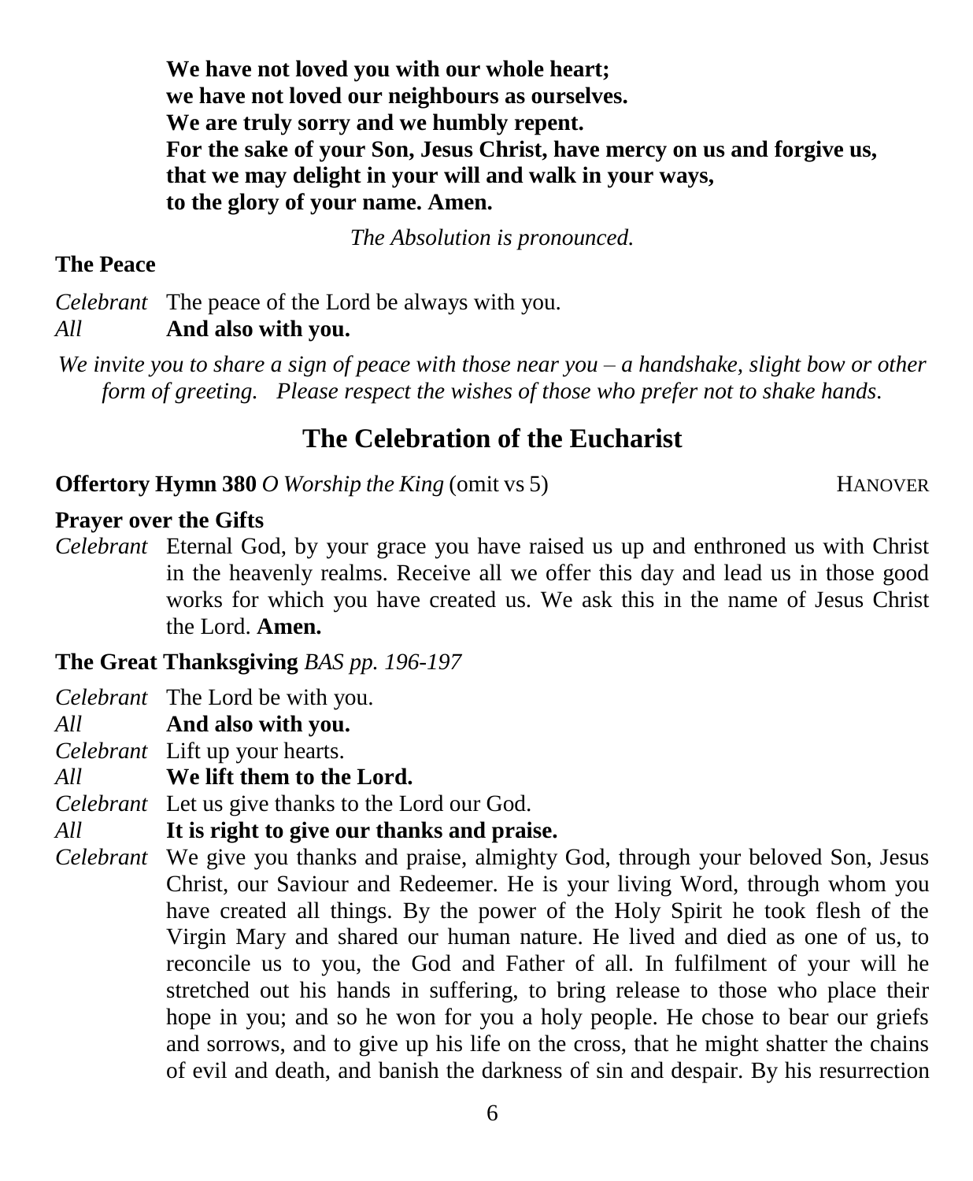**We have not loved you with our whole heart;**
**we have not loved our neighbours as ourselves.**
**We are truly sorry and we humbly repent.**
**For the sake of your Son, Jesus Christ, have mercy on us and forgive us,**
**that we may delight in your will and walk in your ways,**
**to the glory of your name. Amen.**

*The Absolution is pronounced.*

**The Peace**

*Celebrant* The peace of the Lord be always with you.
*All* **And also with you.**

*We invite you to share a sign of peace with those near you – a handshake, slight bow or other form of greeting. Please respect the wishes of those who prefer not to shake hands.*

## The Celebration of the Eucharist

**Offertory Hymn 380** *O Worship the King* (omit vs 5) HANOVER

**Prayer over the Gifts**

*Celebrant* Eternal God, by your grace you have raised us up and enthroned us with Christ in the heavenly realms. Receive all we offer this day and lead us in those good works for which you have created us. We ask this in the name of Jesus Christ the Lord. **Amen.**

**The Great Thanksgiving** *BAS pp. 196-197*

*Celebrant* The Lord be with you.
*All* **And also with you.**
*Celebrant* Lift up your hearts.
*All* **We lift them to the Lord.**
*Celebrant* Let us give thanks to the Lord our God.
*All* **It is right to give our thanks and praise.**
*Celebrant* We give you thanks and praise, almighty God, through your beloved Son, Jesus Christ, our Saviour and Redeemer. He is your living Word, through whom you have created all things. By the power of the Holy Spirit he took flesh of the Virgin Mary and shared our human nature. He lived and died as one of us, to reconcile us to you, the God and Father of all. In fulfilment of your will he stretched out his hands in suffering, to bring release to those who place their hope in you; and so he won for you a holy people. He chose to bear our griefs and sorrows, and to give up his life on the cross, that he might shatter the chains of evil and death, and banish the darkness of sin and despair. By his resurrection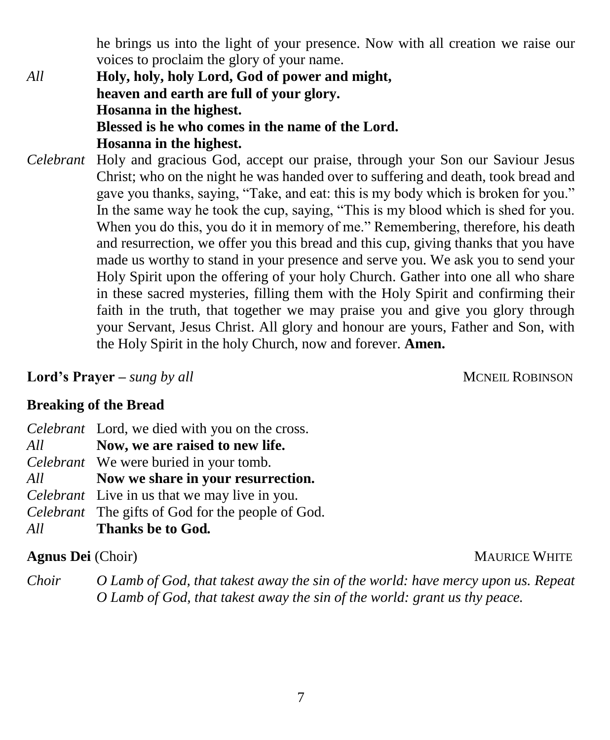he brings us into the light of your presence. Now with all creation we raise our voices to proclaim the glory of your name.

*All* **Holy, holy, holy Lord, God of power and might,**
**heaven and earth are full of your glory.**
**Hosanna in the highest.**
**Blessed is he who comes in the name of the Lord.**
**Hosanna in the highest.**

*Celebrant* Holy and gracious God, accept our praise, through your Son our Saviour Jesus Christ; who on the night he was handed over to suffering and death, took bread and gave you thanks, saying, "Take, and eat: this is my body which is broken for you." In the same way he took the cup, saying, "This is my blood which is shed for you. When you do this, you do it in memory of me." Remembering, therefore, his death and resurrection, we offer you this bread and this cup, giving thanks that you have made us worthy to stand in your presence and serve you. We ask you to send your Holy Spirit upon the offering of your holy Church. Gather into one all who share in these sacred mysteries, filling them with the Holy Spirit and confirming their faith in the truth, that together we may praise you and give you glory through your Servant, Jesus Christ. All glory and honour are yours, Father and Son, with the Holy Spirit in the holy Church, now and forever. **Amen.**

**Lord's Prayer** – *sung by all* McNEIL ROBINSON

**Breaking of the Bread**

*Celebrant* Lord, we died with you on the cross.
*All* **Now, we are raised to new life.**
*Celebrant* We were buried in your tomb.
*All* **Now we share in your resurrection.**
*Celebrant* Live in us that we may live in you.
*Celebrant* The gifts of God for the people of God.
*All* **Thanks be to God.**

**Agnus Dei** (Choir) MAURICE WHITE

*Choir* *O Lamb of God, that takest away the sin of the world: have mercy upon us. Repeat*
*O Lamb of God, that takest away the sin of the world: grant us thy peace.*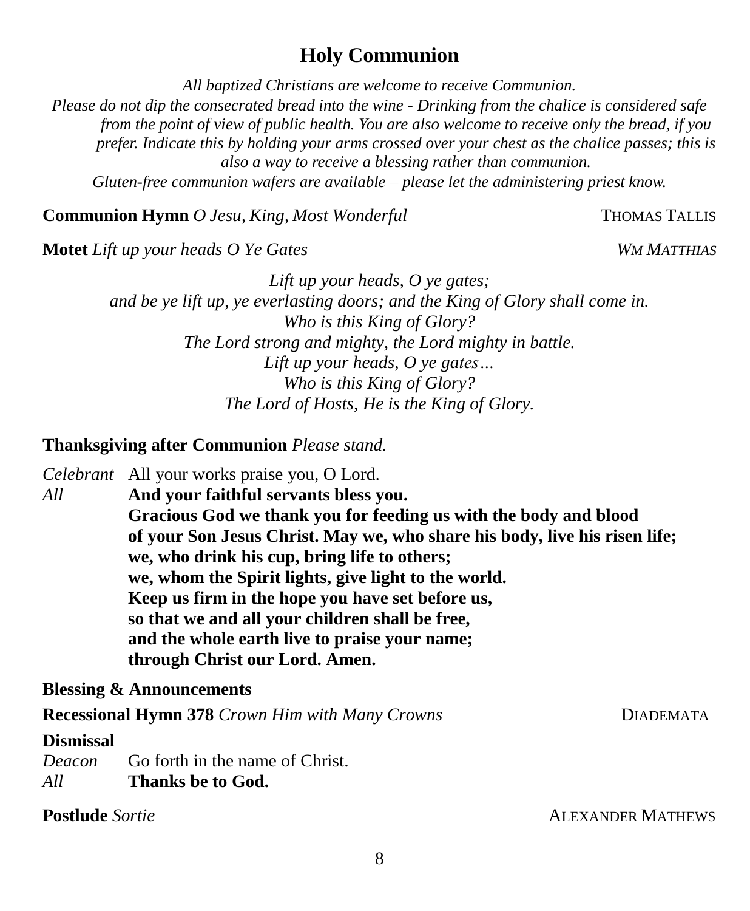# Holy Communion

*All baptized Christians are welcome to receive Communion.*
*Please do not dip the consecrated bread into the wine - Drinking from the chalice is considered safe from the point of view of public health. You are also welcome to receive only the bread, if you prefer. Indicate this by holding your arms crossed over your chest as the chalice passes; this is also a way to receive a blessing rather than communion.*
*Gluten-free communion wafers are available – please let the administering priest know.*

**Communion Hymn** *O Jesu, King, Most Wonderful* THOMAS TALLIS

**Motet** *Lift up your heads O Ye Gates* *WM MATTHIAS*

*Lift up your heads, O ye gates;*
*and be ye lift up, ye everlasting doors; and the King of Glory shall come in.*
*Who is this King of Glory?*
*The Lord strong and mighty, the Lord mighty in battle.*
*Lift up your heads, O ye gates…*
*Who is this King of Glory?*
*The Lord of Hosts, He is the King of Glory.*

**Thanksgiving after Communion** *Please stand.*

*Celebrant* All your works praise you, O Lord.
*All* **And your faithful servants bless you.**
**Gracious God we thank you for feeding us with the body and blood of your Son Jesus Christ. May we, who share his body, live his risen life; we, who drink his cup, bring life to others; we, whom the Spirit lights, give light to the world. Keep us firm in the hope you have set before us, so that we and all your children shall be free, and the whole earth live to praise your name; through Christ our Lord. Amen.**

**Blessing & Announcements**

**Recessional Hymn 378** *Crown Him with Many Crowns* DIADEMATA

**Dismissal**
*Deacon* Go forth in the name of Christ.
*All* **Thanks be to God.**

**Postlude** *Sortie* ALEXANDER MATHEWS